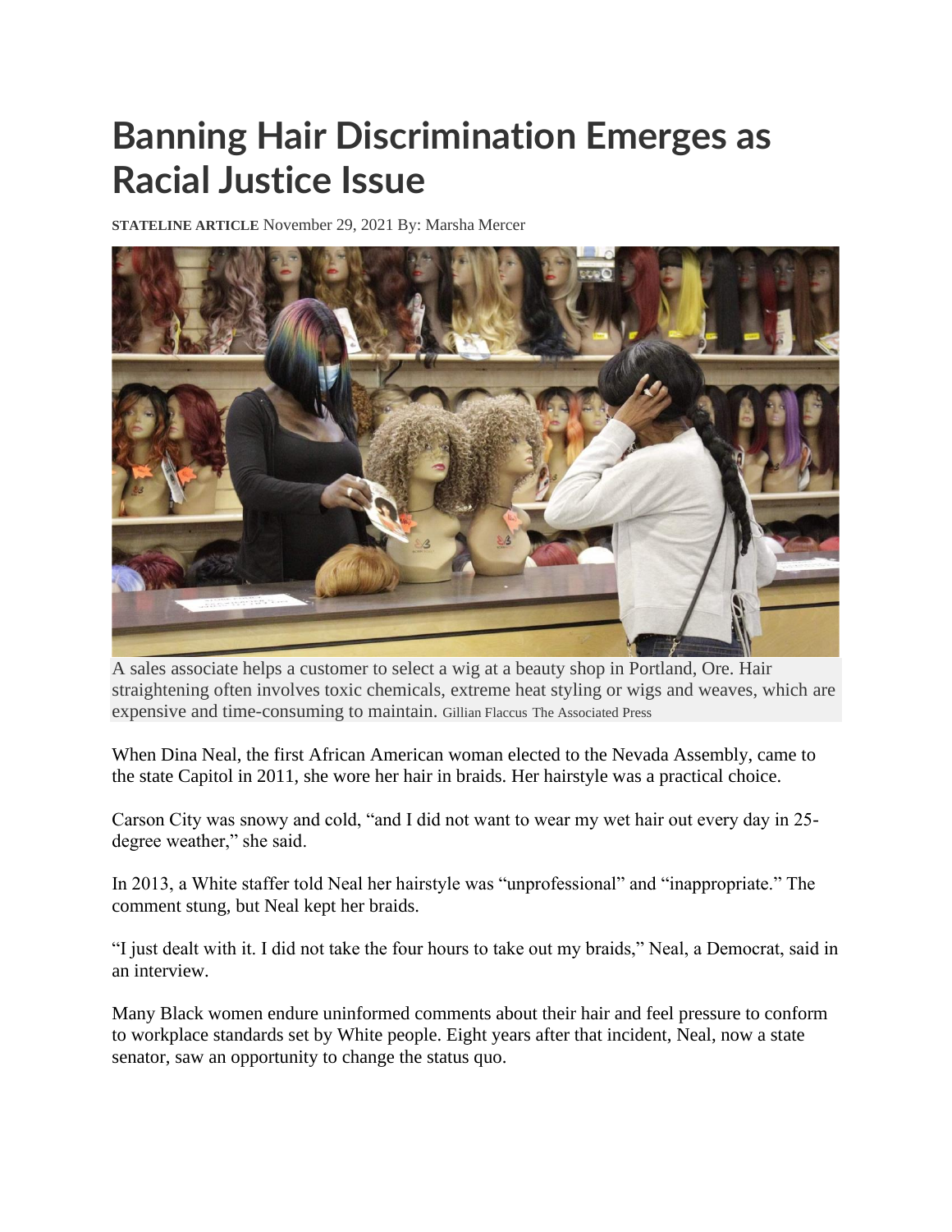# Banning Hair Discrimination Emerges as Racial Justice Issue

**STATELINE ARTICLE** November 29, 2021 By: Marsha Mercer

A sales associate helps a customer to select a wig at a beauty shop in Portland, Ore. Hair straightening often involves toxic chemicals, extreme heat styling or wigs and weaves, which are expensive and time-consuming to maintain. Gillian Flaccus The Associated Press

When Dina Neal, the first African American woman elected to the Nevada Assembly, came to the state Capitol in 2011, she wore her hair in braids. Her hairstyle was a practical choice.

Carson City was snowy and cold, "and I did not want to wear my wet hair out every day in 25-degree weather," she said.

In 2013, a White staffer told Neal her hairstyle was "unprofessional" and "inappropriate." The comment stung, but Neal kept her braids.

"I just dealt with it. I did not take the four hours to take out my braids," Neal, a Democrat, said in an interview.

Many Black women endure uninformed comments about their hair and feel pressure to conform to workplace standards set by White people. Eight years after that incident, Neal, now a state senator, saw an opportunity to change the status quo.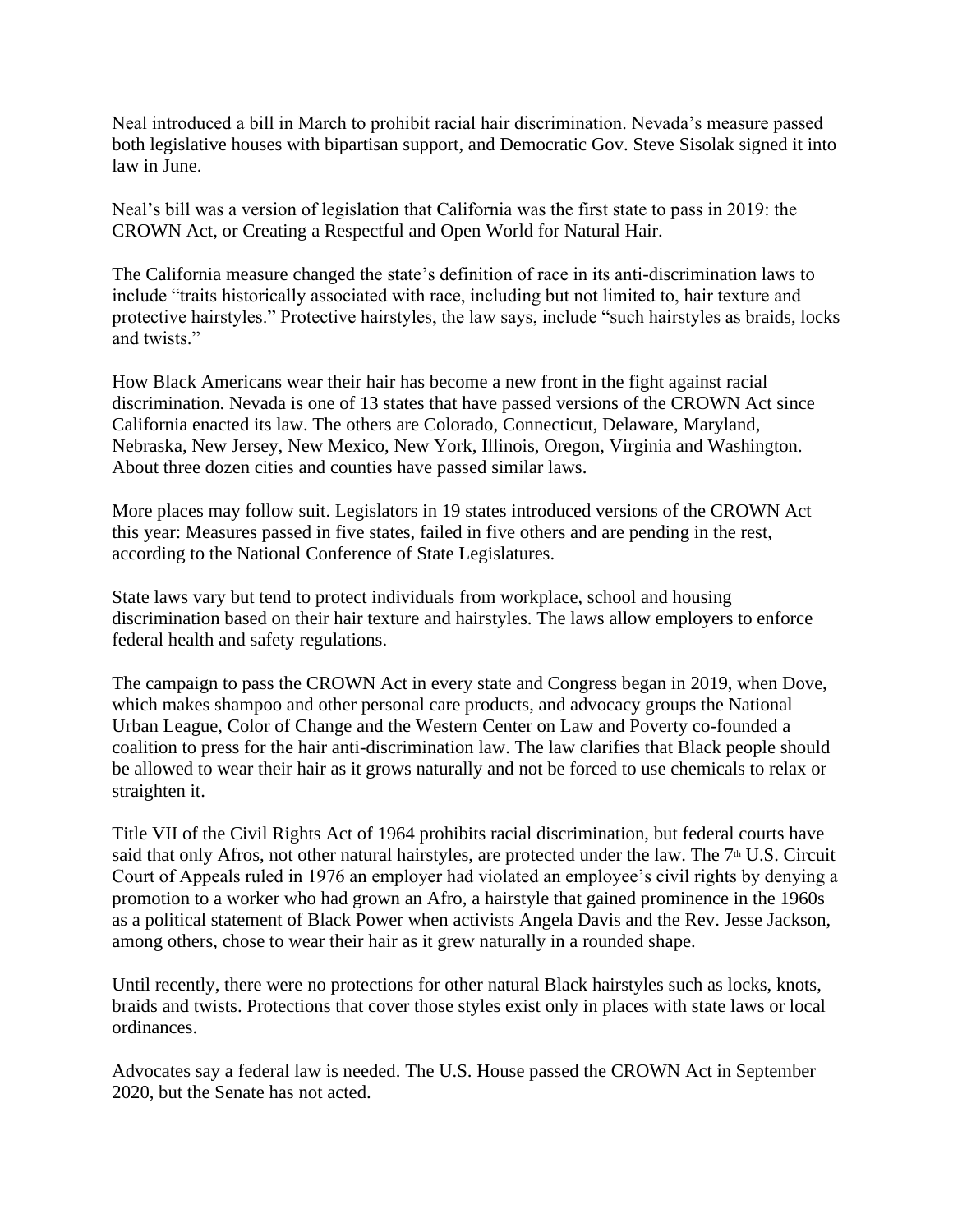Neal introduced a bill in March to prohibit racial hair discrimination. Nevada's measure passed both legislative houses with bipartisan support, and Democratic Gov. Steve Sisolak signed it into law in June.

Neal's bill was a version of legislation that California was the first state to pass in 2019: the CROWN Act, or Creating a Respectful and Open World for Natural Hair.

The California measure changed the state's definition of race in its anti-discrimination laws to include "traits historically associated with race, including but not limited to, hair texture and protective hairstyles." Protective hairstyles, the law says, include "such hairstyles as braids, locks and twists."

How Black Americans wear their hair has become a new front in the fight against racial discrimination. Nevada is one of 13 states that have passed versions of the CROWN Act since California enacted its law. The others are Colorado, Connecticut, Delaware, Maryland, Nebraska, New Jersey, New Mexico, New York, Illinois, Oregon, Virginia and Washington. About three dozen cities and counties have passed similar laws.

More places may follow suit. Legislators in 19 states introduced versions of the CROWN Act this year: Measures passed in five states, failed in five others and are pending in the rest, according to the National Conference of State Legislatures.

State laws vary but tend to protect individuals from workplace, school and housing discrimination based on their hair texture and hairstyles. The laws allow employers to enforce federal health and safety regulations.

The campaign to pass the CROWN Act in every state and Congress began in 2019, when Dove, which makes shampoo and other personal care products, and advocacy groups the National Urban League, Color of Change and the Western Center on Law and Poverty co-founded a coalition to press for the hair anti-discrimination law. The law clarifies that Black people should be allowed to wear their hair as it grows naturally and not be forced to use chemicals to relax or straighten it.

Title VII of the Civil Rights Act of 1964 prohibits racial discrimination, but federal courts have said that only Afros, not other natural hairstyles, are protected under the law. The 7th U.S. Circuit Court of Appeals ruled in 1976 an employer had violated an employee's civil rights by denying a promotion to a worker who had grown an Afro, a hairstyle that gained prominence in the 1960s as a political statement of Black Power when activists Angela Davis and the Rev. Jesse Jackson, among others, chose to wear their hair as it grew naturally in a rounded shape.

Until recently, there were no protections for other natural Black hairstyles such as locks, knots, braids and twists. Protections that cover those styles exist only in places with state laws or local ordinances.

Advocates say a federal law is needed. The U.S. House passed the CROWN Act in September 2020, but the Senate has not acted.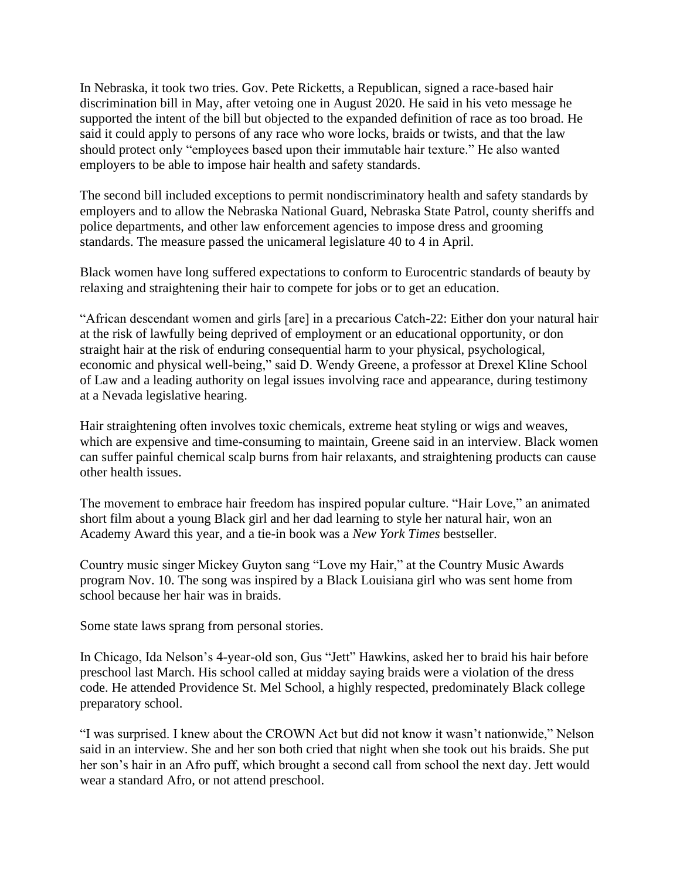In Nebraska, it took two tries. Gov. Pete Ricketts, a Republican, signed a race-based hair discrimination bill in May, after vetoing one in August 2020. He said in his veto message he supported the intent of the bill but objected to the expanded definition of race as too broad. He said it could apply to persons of any race who wore locks, braids or twists, and that the law should protect only "employees based upon their immutable hair texture." He also wanted employers to be able to impose hair health and safety standards.

The second bill included exceptions to permit nondiscriminatory health and safety standards by employers and to allow the Nebraska National Guard, Nebraska State Patrol, county sheriffs and police departments, and other law enforcement agencies to impose dress and grooming standards. The measure passed the unicameral legislature 40 to 4 in April.

Black women have long suffered expectations to conform to Eurocentric standards of beauty by relaxing and straightening their hair to compete for jobs or to get an education.

"African descendant women and girls [are] in a precarious Catch-22: Either don your natural hair at the risk of lawfully being deprived of employment or an educational opportunity, or don straight hair at the risk of enduring consequential harm to your physical, psychological, economic and physical well-being," said D. Wendy Greene, a professor at Drexel Kline School of Law and a leading authority on legal issues involving race and appearance, during testimony at a Nevada legislative hearing.

Hair straightening often involves toxic chemicals, extreme heat styling or wigs and weaves, which are expensive and time-consuming to maintain, Greene said in an interview. Black women can suffer painful chemical scalp burns from hair relaxants, and straightening products can cause other health issues.

The movement to embrace hair freedom has inspired popular culture. "Hair Love," an animated short film about a young Black girl and her dad learning to style her natural hair, won an Academy Award this year, and a tie-in book was a *New York Times* bestseller.

Country music singer Mickey Guyton sang "Love my Hair," at the Country Music Awards program Nov. 10. The song was inspired by a Black Louisiana girl who was sent home from school because her hair was in braids.

Some state laws sprang from personal stories.

In Chicago, Ida Nelson's 4-year-old son, Gus "Jett" Hawkins, asked her to braid his hair before preschool last March. His school called at midday saying braids were a violation of the dress code. He attended Providence St. Mel School, a highly respected, predominately Black college preparatory school.

"I was surprised. I knew about the CROWN Act but did not know it wasn't nationwide," Nelson said in an interview. She and her son both cried that night when she took out his braids. She put her son's hair in an Afro puff, which brought a second call from school the next day. Jett would wear a standard Afro, or not attend preschool.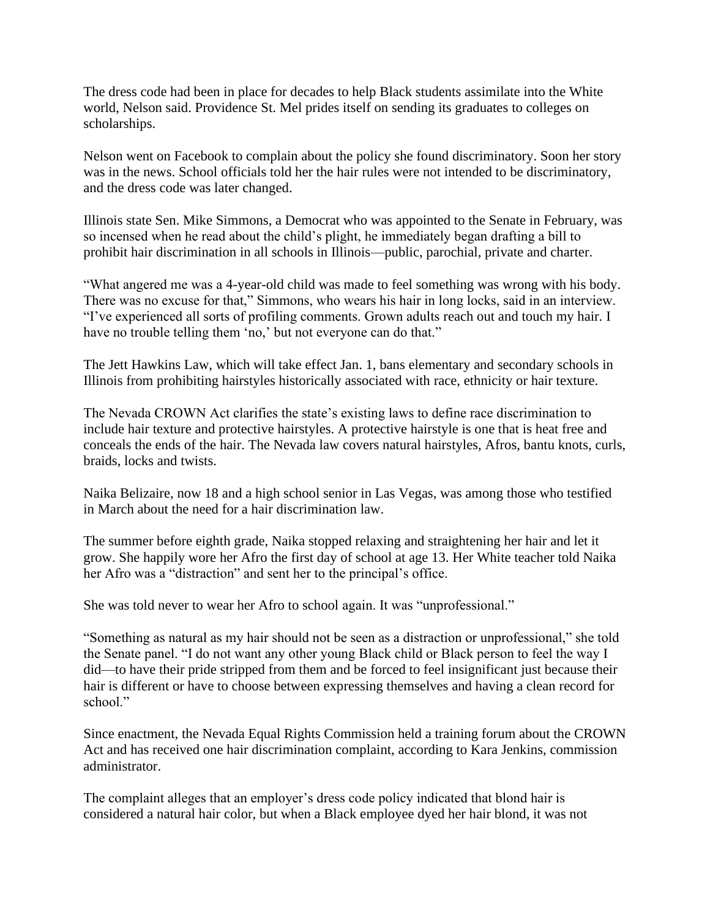The dress code had been in place for decades to help Black students assimilate into the White world, Nelson said. Providence St. Mel prides itself on sending its graduates to colleges on scholarships.

Nelson went on Facebook to complain about the policy she found discriminatory. Soon her story was in the news. School officials told her the hair rules were not intended to be discriminatory, and the dress code was later changed.

Illinois state Sen. Mike Simmons, a Democrat who was appointed to the Senate in February, was so incensed when he read about the child's plight, he immediately began drafting a bill to prohibit hair discrimination in all schools in Illinois—public, parochial, private and charter.

"What angered me was a 4-year-old child was made to feel something was wrong with his body. There was no excuse for that," Simmons, who wears his hair in long locks, said in an interview. "I've experienced all sorts of profiling comments. Grown adults reach out and touch my hair. I have no trouble telling them 'no,' but not everyone can do that."

The Jett Hawkins Law, which will take effect Jan. 1, bans elementary and secondary schools in Illinois from prohibiting hairstyles historically associated with race, ethnicity or hair texture.

The Nevada CROWN Act clarifies the state's existing laws to define race discrimination to include hair texture and protective hairstyles. A protective hairstyle is one that is heat free and conceals the ends of the hair. The Nevada law covers natural hairstyles, Afros, bantu knots, curls, braids, locks and twists.

Naika Belizaire, now 18 and a high school senior in Las Vegas, was among those who testified in March about the need for a hair discrimination law.

The summer before eighth grade, Naika stopped relaxing and straightening her hair and let it grow. She happily wore her Afro the first day of school at age 13. Her White teacher told Naika her Afro was a "distraction" and sent her to the principal's office.

She was told never to wear her Afro to school again. It was "unprofessional."

"Something as natural as my hair should not be seen as a distraction or unprofessional," she told the Senate panel. "I do not want any other young Black child or Black person to feel the way I did—to have their pride stripped from them and be forced to feel insignificant just because their hair is different or have to choose between expressing themselves and having a clean record for school."

Since enactment, the Nevada Equal Rights Commission held a training forum about the CROWN Act and has received one hair discrimination complaint, according to Kara Jenkins, commission administrator.

The complaint alleges that an employer's dress code policy indicated that blond hair is considered a natural hair color, but when a Black employee dyed her hair blond, it was not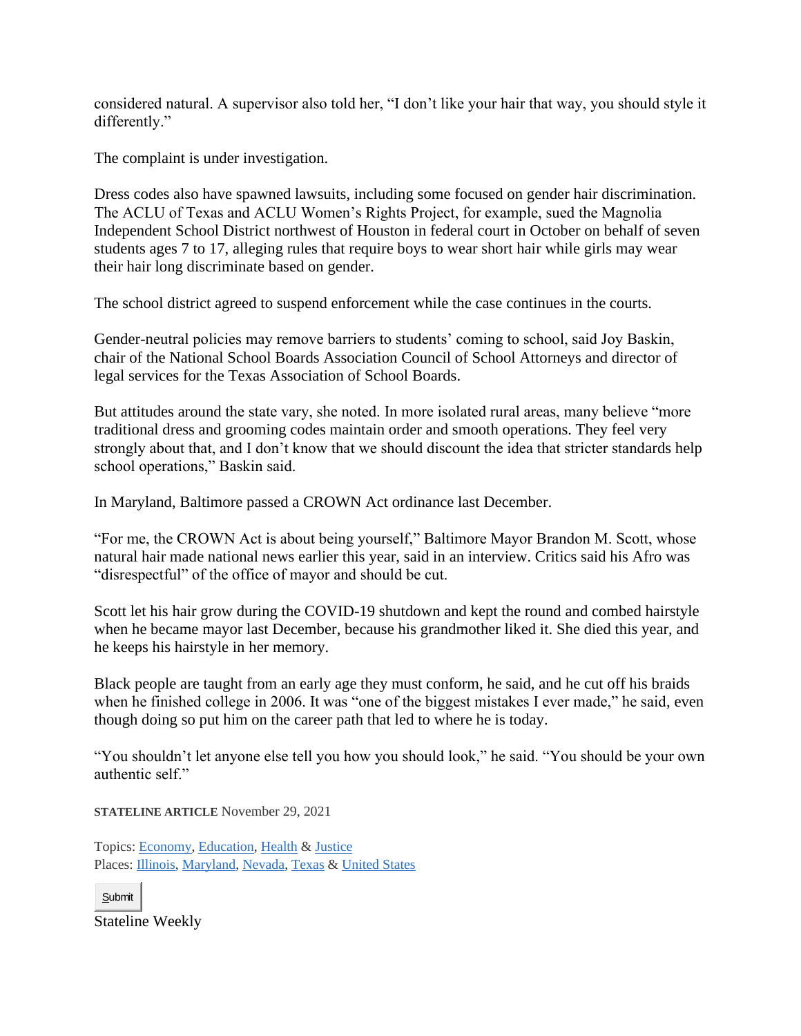considered natural. A supervisor also told her, "I don't like your hair that way, you should style it differently."

The complaint is under investigation.

Dress codes also have spawned lawsuits, including some focused on gender hair discrimination. The ACLU of Texas and ACLU Women's Rights Project, for example, sued the Magnolia Independent School District northwest of Houston in federal court in October on behalf of seven students ages 7 to 17, alleging rules that require boys to wear short hair while girls may wear their hair long discriminate based on gender.

The school district agreed to suspend enforcement while the case continues in the courts.

Gender-neutral policies may remove barriers to students' coming to school, said Joy Baskin, chair of the National School Boards Association Council of School Attorneys and director of legal services for the Texas Association of School Boards.

But attitudes around the state vary, she noted. In more isolated rural areas, many believe "more traditional dress and grooming codes maintain order and smooth operations. They feel very strongly about that, and I don't know that we should discount the idea that stricter standards help school operations," Baskin said.

In Maryland, Baltimore passed a CROWN Act ordinance last December.

"For me, the CROWN Act is about being yourself," Baltimore Mayor Brandon M. Scott, whose natural hair made national news earlier this year, said in an interview. Critics said his Afro was "disrespectful" of the office of mayor and should be cut.

Scott let his hair grow during the COVID-19 shutdown and kept the round and combed hairstyle when he became mayor last December, because his grandmother liked it. She died this year, and he keeps his hairstyle in her memory.

Black people are taught from an early age they must conform, he said, and he cut off his braids when he finished college in 2006. It was "one of the biggest mistakes I ever made," he said, even though doing so put him on the career path that led to where he is today.

"You shouldn't let anyone else tell you how you should look," he said. "You should be your own authentic self."

**STATELINE ARTICLE** November 29, 2021

Topics: Economy, Education, Health & Justice
Places: Illinois, Maryland, Nevada, Texas & United States

Submit

Stateline Weekly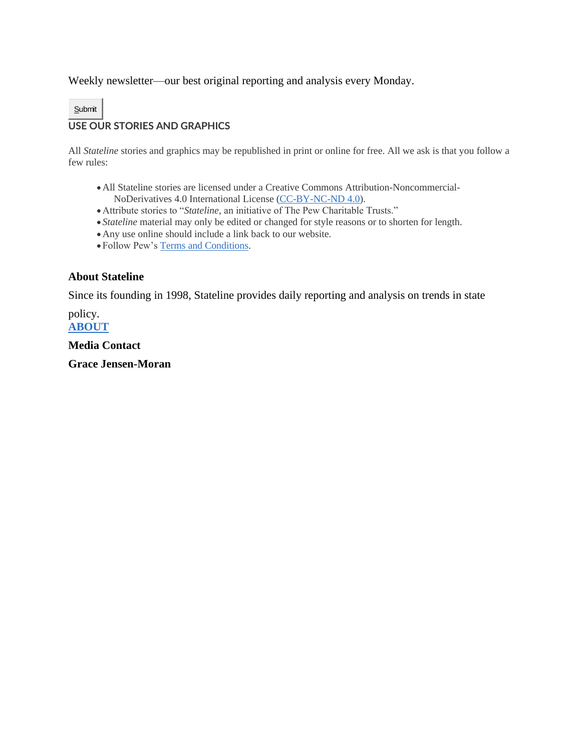Weekly newsletter—our best original reporting and analysis every Monday.

Submit

## USE OUR STORIES AND GRAPHICS

All *Stateline* stories and graphics may be republished in print or online for free. All we ask is that you follow a few rules:

- All Stateline stories are licensed under a Creative Commons Attribution-Noncommercial-NoDerivatives 4.0 International License (CC-BY-NC-ND 4.0).
- Attribute stories to "*Stateline*, an initiative of The Pew Charitable Trusts."
- *Stateline* material may only be edited or changed for style reasons or to shorten for length.
- Any use online should include a link back to our website.
- Follow Pew's Terms and Conditions.

**About Stateline**

Since its founding in 1998, Stateline provides daily reporting and analysis on trends in state policy.

**ABOUT**

**Media Contact**

**Grace Jensen-Moran**